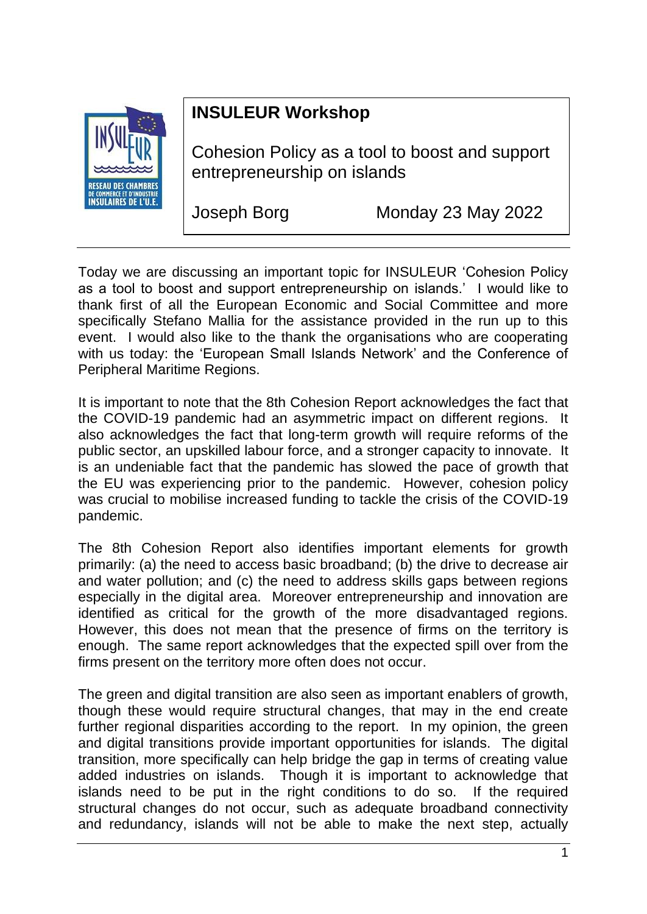# INSULEUR Workshop

Cohesion Policy as a tool to boost and support entrepreneurship on islands

Joseph Borg — Monday 23 May 2022

---

Today we are discussing an important topic for INSULEUR 'Cohesion Policy as a tool to boost and support entrepreneurship on islands.' I would like to thank first of all the European Economic and Social Committee and more specifically Stefano Mallia for the assistance provided in the run up to this event. I would also like to the thank the organisations who are cooperating with us today: the 'European Small Islands Network' and the Conference of Peripheral Maritime Regions.

It is important to note that the 8th Cohesion Report acknowledges the fact that the COVID-19 pandemic had an asymmetric impact on different regions. It also acknowledges the fact that long-term growth will require reforms of the public sector, an upskilled labour force, and a stronger capacity to innovate. It is an undeniable fact that the pandemic has slowed the pace of growth that the EU was experiencing prior to the pandemic. However, cohesion policy was crucial to mobilise increased funding to tackle the crisis of the COVID-19 pandemic.

The 8th Cohesion Report also identifies important elements for growth primarily: (a) the need to access basic broadband; (b) the drive to decrease air and water pollution; and (c) the need to address skills gaps between regions especially in the digital area. Moreover entrepreneurship and innovation are identified as critical for the growth of the more disadvantaged regions. However, this does not mean that the presence of firms on the territory is enough. The same report acknowledges that the expected spill over from the firms present on the territory more often does not occur.

The green and digital transition are also seen as important enablers of growth, though these would require structural changes, that may in the end create further regional disparities according to the report. In my opinion, the green and digital transitions provide important opportunities for islands. The digital transition, more specifically can help bridge the gap in terms of creating value added industries on islands. Though it is important to acknowledge that islands need to be put in the right conditions to do so. If the required structural changes do not occur, such as adequate broadband connectivity and redundancy, islands will not be able to make the next step, actually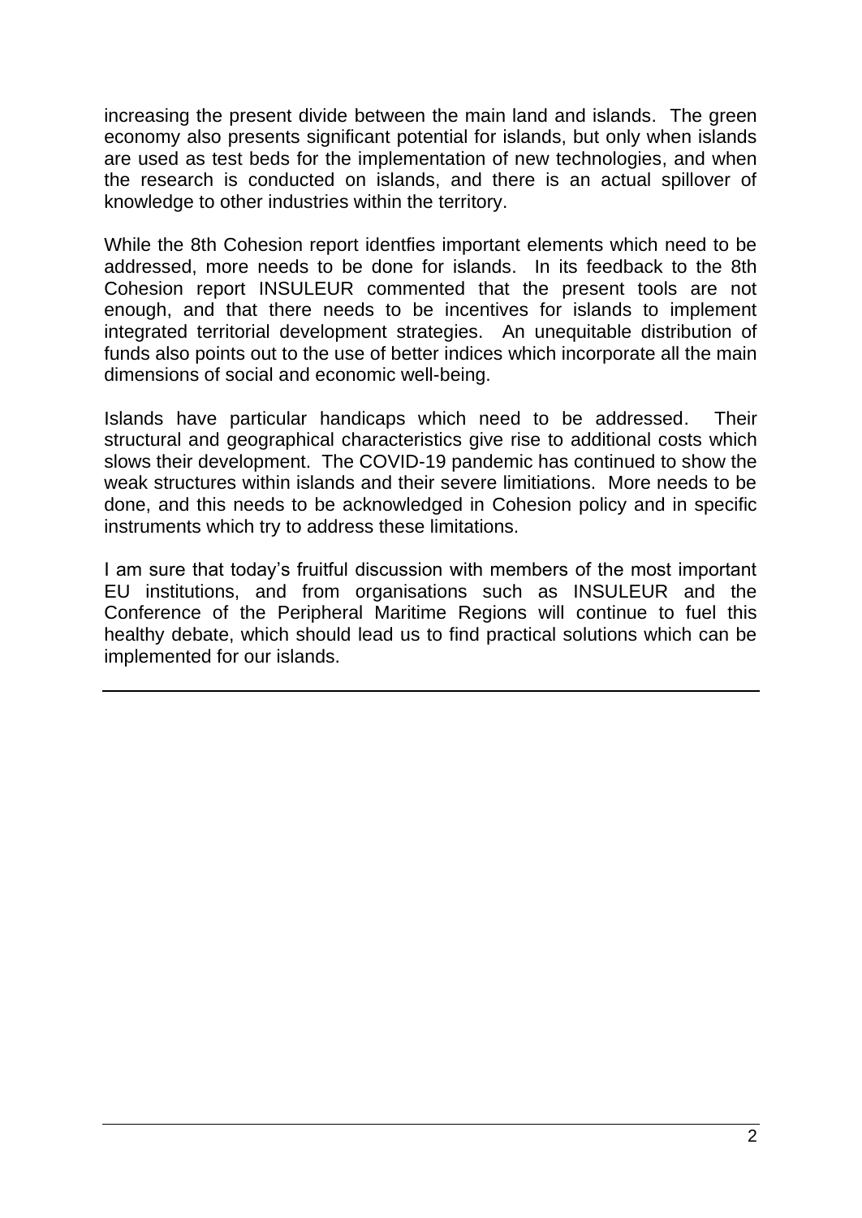increasing the present divide between the main land and islands. The green economy also presents significant potential for islands, but only when islands are used as test beds for the implementation of new technologies, and when the research is conducted on islands, and there is an actual spillover of knowledge to other industries within the territory.

While the 8th Cohesion report identfies important elements which need to be addressed, more needs to be done for islands. In its feedback to the 8th Cohesion report INSULEUR commented that the present tools are not enough, and that there needs to be incentives for islands to implement integrated territorial development strategies. An unequitable distribution of funds also points out to the use of better indices which incorporate all the main dimensions of social and economic well-being.

Islands have particular handicaps which need to be addressed. Their structural and geographical characteristics give rise to additional costs which slows their development. The COVID-19 pandemic has continued to show the weak structures within islands and their severe limitiations. More needs to be done, and this needs to be acknowledged in Cohesion policy and in specific instruments which try to address these limitations.

I am sure that today's fruitful discussion with members of the most important EU institutions, and from organisations such as INSULEUR and the Conference of the Peripheral Maritime Regions will continue to fuel this healthy debate, which should lead us to find practical solutions which can be implemented for our islands.

---